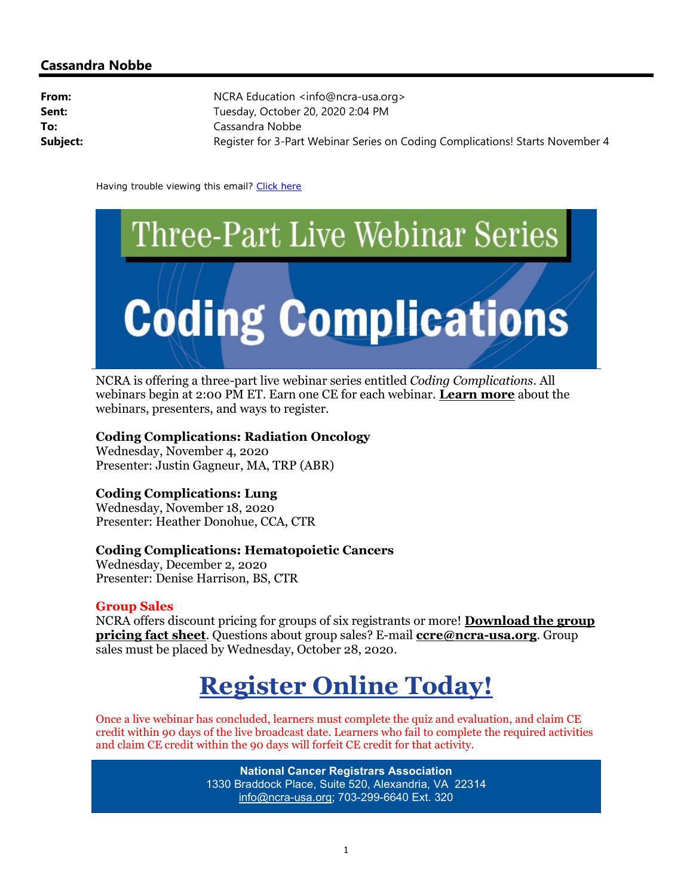## Cassandra Nobbe

| | |
|---|---|
| **From:** | NCRA Education <info@ncra-usa.org> |
| **Sent:** | Tuesday, October 20, 2020 2:04 PM |
| **To:** | Cassandra Nobbe |
| **Subject:** | Register for 3-Part Webinar Series on Coding Complications! Starts November 4 |

Having trouble viewing this email? Click here

# Three-Part Live Webinar Series

# Coding Complications

NCRA is offering a three-part live webinar series entitled *Coding Complications*. All webinars begin at 2:00 PM ET. Earn one CE for each webinar. **Learn more** about the webinars, presenters, and ways to register.

**Coding Complications: Radiation Oncology**
Wednesday, November 4, 2020
Presenter: Justin Gagneur, MA, TRP (ABR)

**Coding Complications: Lung**
Wednesday, November 18, 2020
Presenter: Heather Donohue, CCA, CTR

**Coding Complications: Hematopoietic Cancers**
Wednesday, December 2, 2020
Presenter: Denise Harrison, BS, CTR

**Group Sales**
NCRA offers discount pricing for groups of six registrants or more! **Download the group pricing fact sheet**. Questions about group sales? E-mail **ccre@ncra-usa.org**. Group sales must be placed by Wednesday, October 28, 2020.

## Register Online Today!

Once a live webinar has concluded, learners must complete the quiz and evaluation, and claim CE credit within 90 days of the live broadcast date. Learners who fail to complete the required activities and claim CE credit within the 90 days will forfeit CE credit for that activity.

**National Cancer Registrars Association**
1330 Braddock Place, Suite 520, Alexandria, VA 22314
info@ncra-usa.org; 703-299-6640 Ext. 320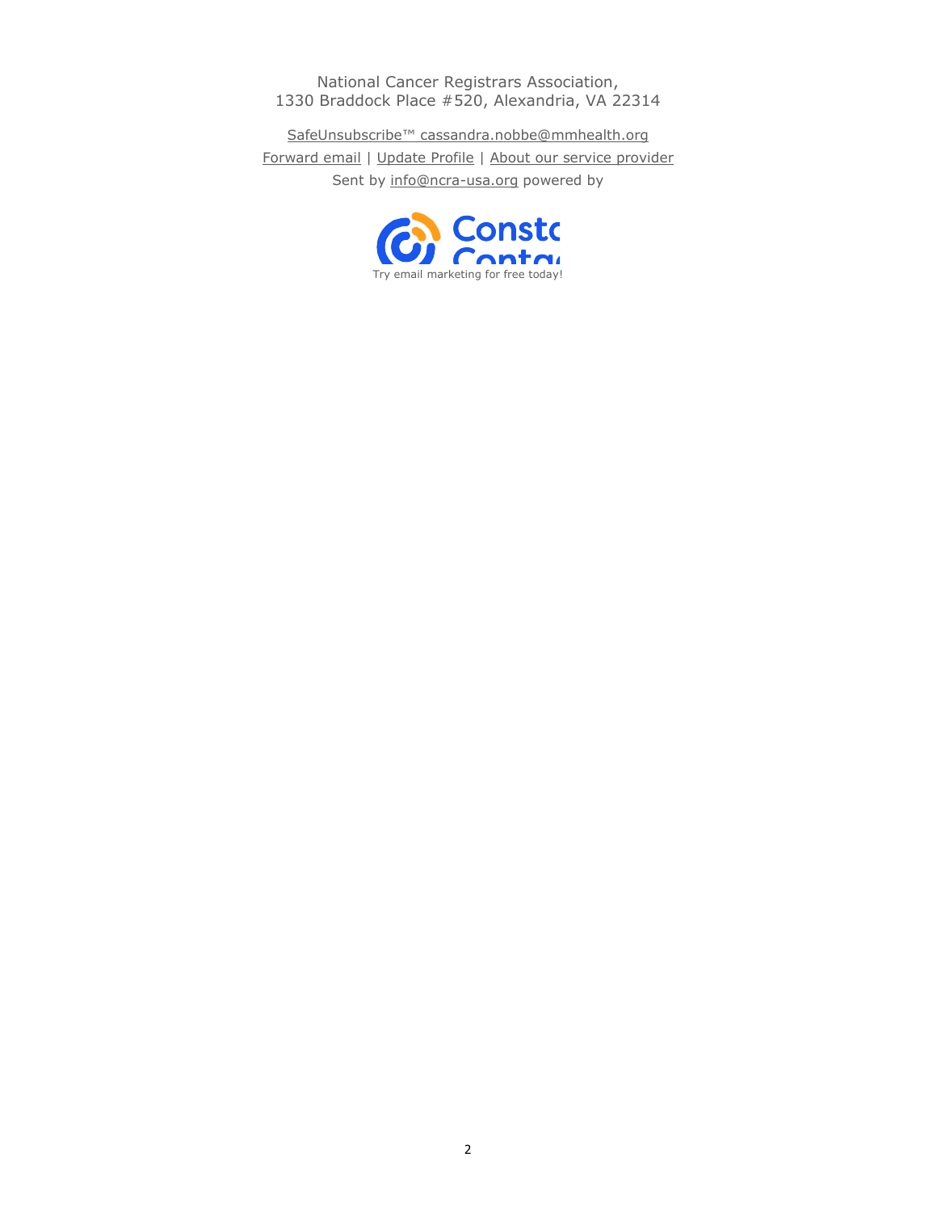National Cancer Registrars Association,
1330 Braddock Place #520, Alexandria, VA 22314

SafeUnsubscribe™ cassandra.nobbe@mmhealth.org

Forward email | Update Profile | About our service provider

Sent by info@ncra-usa.org powered by

Try email marketing for free today!